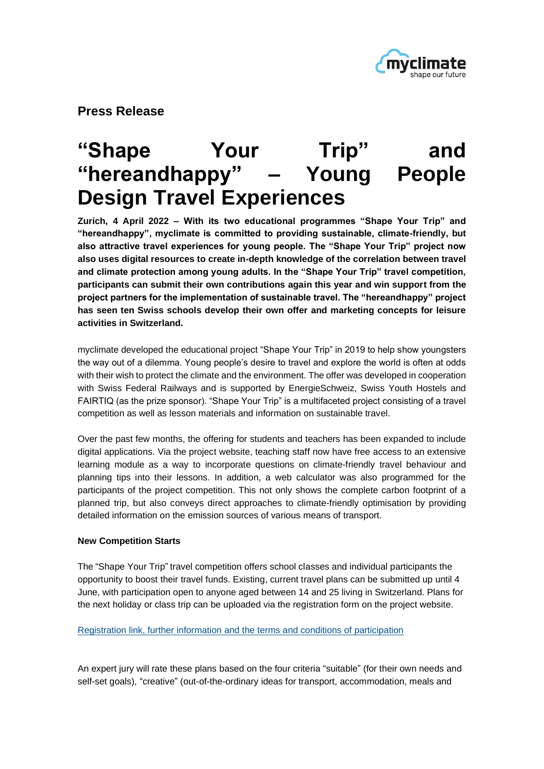**Press Release**

# “Shape Your Trip” and “hereandhappy” – Young People Design Travel Experiences

**Zurich, 4 April 2022 – With its two educational programmes “Shape Your Trip” and “hereandhappy”, myclimate is committed to providing sustainable, climate-friendly, but also attractive travel experiences for young people. The “Shape Your Trip” project now also uses digital resources to create in-depth knowledge of the correlation between travel and climate protection among young adults. In the “Shape Your Trip” travel competition, participants can submit their own contributions again this year and win support from the project partners for the implementation of sustainable travel. The “hereandhappy” project has seen ten Swiss schools develop their own offer and marketing concepts for leisure activities in Switzerland.**

myclimate developed the educational project “Shape Your Trip” in 2019 to help show youngsters the way out of a dilemma. Young people’s desire to travel and explore the world is often at odds with their wish to protect the climate and the environment. The offer was developed in cooperation with Swiss Federal Railways and is supported by EnergieSchweiz, Swiss Youth Hostels and FAIRTIQ (as the prize sponsor). “Shape Your Trip” is a multifaceted project consisting of a travel competition as well as lesson materials and information on sustainable travel.

Over the past few months, the offering for students and teachers has been expanded to include digital applications. Via the project website, teaching staff now have free access to an extensive learning module as a way to incorporate questions on climate-friendly travel behaviour and planning tips into their lessons. In addition, a web calculator was also programmed for the participants of the project competition. This not only shows the complete carbon footprint of a planned trip, but also conveys direct approaches to climate-friendly optimisation by providing detailed information on the emission sources of various means of transport.

**New Competition Starts**

The “Shape Your Trip” travel competition offers school classes and individual participants the opportunity to boost their travel funds. Existing, current travel plans can be submitted up until 4 June, with participation open to anyone aged between 14 and 25 living in Switzerland. Plans for the next holiday or class trip can be uploaded via the registration form on the project website.

Registration link, further information and the terms and conditions of participation

An expert jury will rate these plans based on the four criteria “suitable” (for their own needs and self-set goals), “creative” (out-of-the-ordinary ideas for transport, accommodation, meals and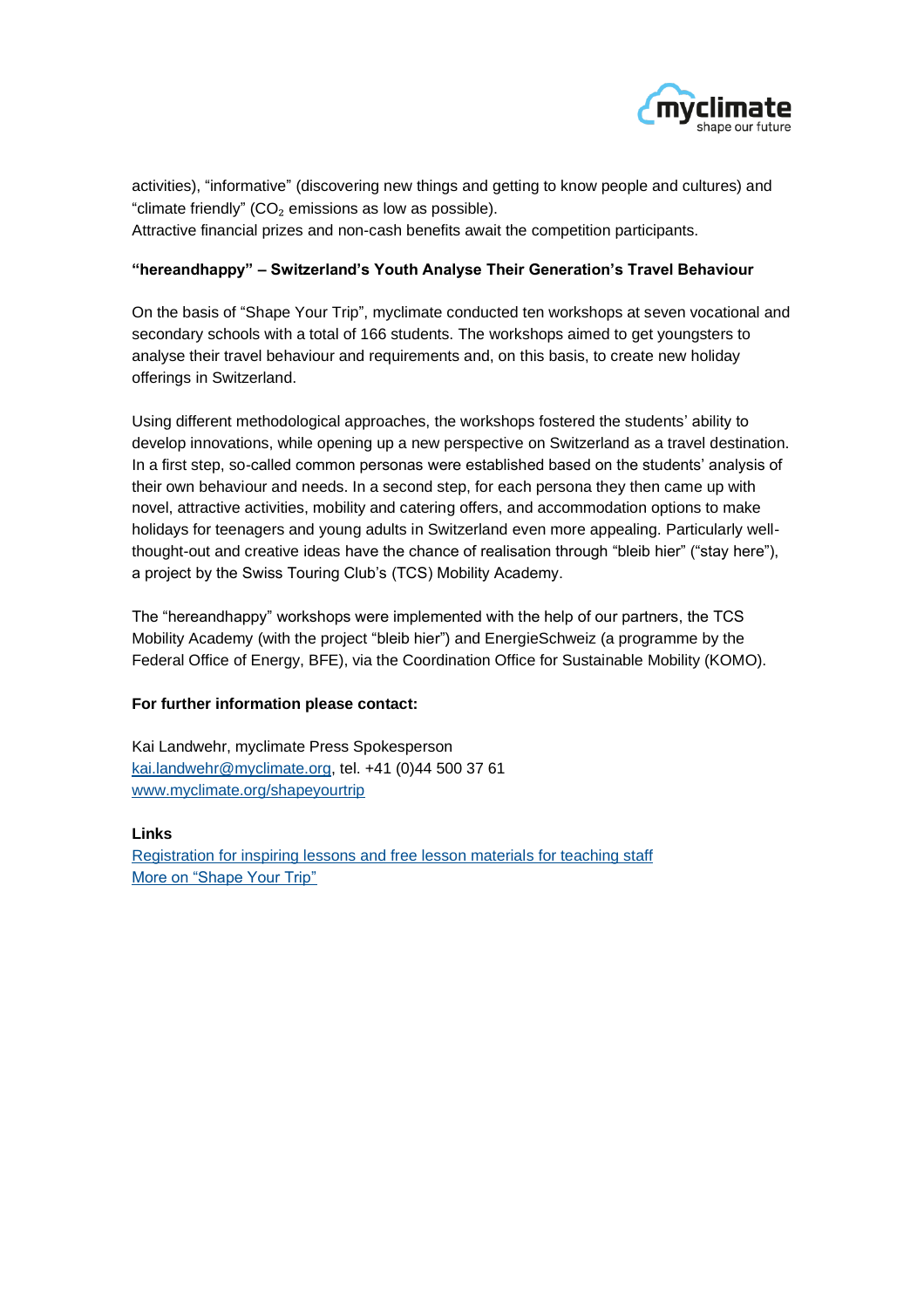activities), "informative" (discovering new things and getting to know people and cultures) and "climate friendly" ($CO_2$ emissions as low as possible).
Attractive financial prizes and non-cash benefits await the competition participants.

**"hereandhappy" – Switzerland's Youth Analyse Their Generation's Travel Behaviour**

On the basis of "Shape Your Trip", myclimate conducted ten workshops at seven vocational and secondary schools with a total of 166 students. The workshops aimed to get youngsters to analyse their travel behaviour and requirements and, on this basis, to create new holiday offerings in Switzerland.

Using different methodological approaches, the workshops fostered the students' ability to develop innovations, while opening up a new perspective on Switzerland as a travel destination. In a first step, so-called common personas were established based on the students' analysis of their own behaviour and needs. In a second step, for each persona they then came up with novel, attractive activities, mobility and catering offers, and accommodation options to make holidays for teenagers and young adults in Switzerland even more appealing. Particularly well-thought-out and creative ideas have the chance of realisation through "bleib hier" ("stay here"), a project by the Swiss Touring Club's (TCS) Mobility Academy.

The "hereandhappy" workshops were implemented with the help of our partners, the TCS Mobility Academy (with the project "bleib hier") and EnergieSchweiz (a programme by the Federal Office of Energy, BFE), via the Coordination Office for Sustainable Mobility (KOMO).

**For further information please contact:**

Kai Landwehr, myclimate Press Spokesperson
kai.landwehr@myclimate.org, tel. +41 (0)44 500 37 61
www.myclimate.org/shapeyourtrip

**Links**
Registration for inspiring lessons and free lesson materials for teaching staff
More on "Shape Your Trip"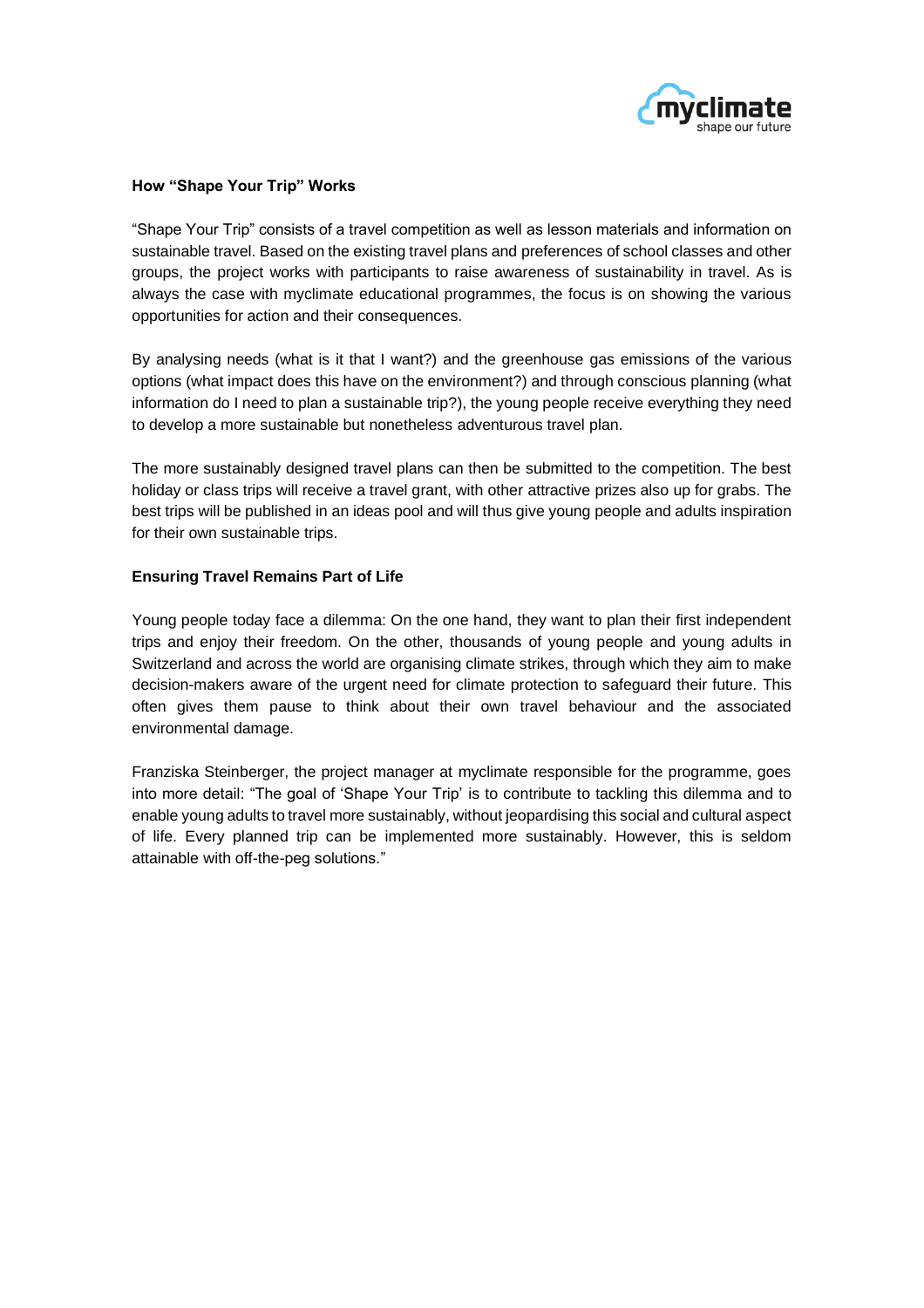**How "Shape Your Trip" Works**

"Shape Your Trip" consists of a travel competition as well as lesson materials and information on sustainable travel. Based on the existing travel plans and preferences of school classes and other groups, the project works with participants to raise awareness of sustainability in travel. As is always the case with myclimate educational programmes, the focus is on showing the various opportunities for action and their consequences.

By analysing needs (what is it that I want?) and the greenhouse gas emissions of the various options (what impact does this have on the environment?) and through conscious planning (what information do I need to plan a sustainable trip?), the young people receive everything they need to develop a more sustainable but nonetheless adventurous travel plan.

The more sustainably designed travel plans can then be submitted to the competition. The best holiday or class trips will receive a travel grant, with other attractive prizes also up for grabs. The best trips will be published in an ideas pool and will thus give young people and adults inspiration for their own sustainable trips.

**Ensuring Travel Remains Part of Life**

Young people today face a dilemma: On the one hand, they want to plan their first independent trips and enjoy their freedom. On the other, thousands of young people and young adults in Switzerland and across the world are organising climate strikes, through which they aim to make decision-makers aware of the urgent need for climate protection to safeguard their future. This often gives them pause to think about their own travel behaviour and the associated environmental damage.

Franziska Steinberger, the project manager at myclimate responsible for the programme, goes into more detail: "The goal of 'Shape Your Trip' is to contribute to tackling this dilemma and to enable young adults to travel more sustainably, without jeopardising this social and cultural aspect of life. Every planned trip can be implemented more sustainably. However, this is seldom attainable with off-the-peg solutions."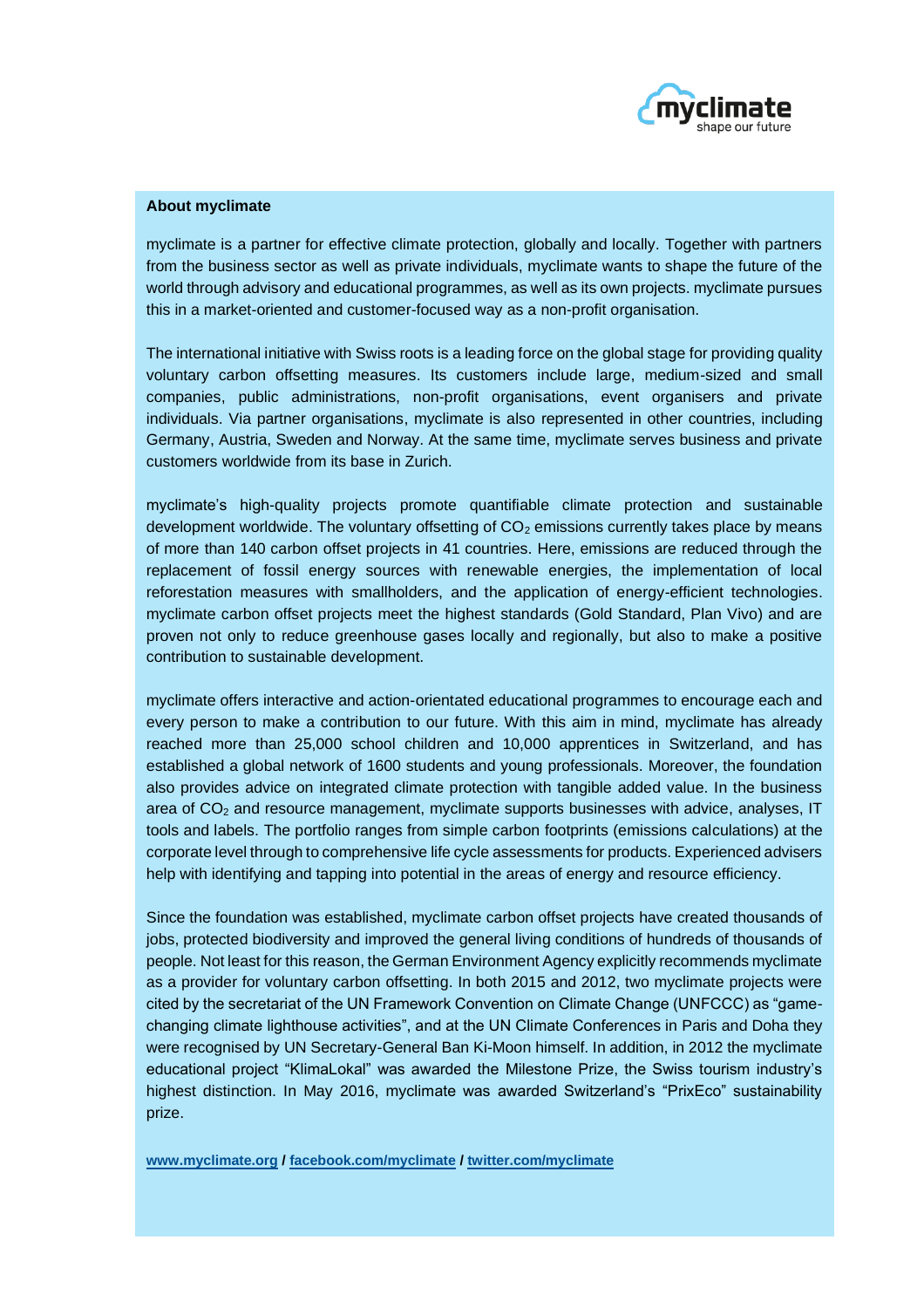**About myclimate**

myclimate is a partner for effective climate protection, globally and locally. Together with partners from the business sector as well as private individuals, myclimate wants to shape the future of the world through advisory and educational programmes, as well as its own projects. myclimate pursues this in a market-oriented and customer-focused way as a non-profit organisation.

The international initiative with Swiss roots is a leading force on the global stage for providing quality voluntary carbon offsetting measures. Its customers include large, medium-sized and small companies, public administrations, non-profit organisations, event organisers and private individuals. Via partner organisations, myclimate is also represented in other countries, including Germany, Austria, Sweden and Norway. At the same time, myclimate serves business and private customers worldwide from its base in Zurich.

myclimate's high-quality projects promote quantifiable climate protection and sustainable development worldwide. The voluntary offsetting of $CO_2$ emissions currently takes place by means of more than 140 carbon offset projects in 41 countries. Here, emissions are reduced through the replacement of fossil energy sources with renewable energies, the implementation of local reforestation measures with smallholders, and the application of energy-efficient technologies. myclimate carbon offset projects meet the highest standards (Gold Standard, Plan Vivo) and are proven not only to reduce greenhouse gases locally and regionally, but also to make a positive contribution to sustainable development.

myclimate offers interactive and action-orientated educational programmes to encourage each and every person to make a contribution to our future. With this aim in mind, myclimate has already reached more than 25,000 school children and 10,000 apprentices in Switzerland, and has established a global network of 1600 students and young professionals. Moreover, the foundation also provides advice on integrated climate protection with tangible added value. In the business area of $CO_2$ and resource management, myclimate supports businesses with advice, analyses, IT tools and labels. The portfolio ranges from simple carbon footprints (emissions calculations) at the corporate level through to comprehensive life cycle assessments for products. Experienced advisers help with identifying and tapping into potential in the areas of energy and resource efficiency.

Since the foundation was established, myclimate carbon offset projects have created thousands of jobs, protected biodiversity and improved the general living conditions of hundreds of thousands of people. Not least for this reason, the German Environment Agency explicitly recommends myclimate as a provider for voluntary carbon offsetting. In both 2015 and 2012, two myclimate projects were cited by the secretariat of the UN Framework Convention on Climate Change (UNFCCC) as "game-changing climate lighthouse activities", and at the UN Climate Conferences in Paris and Doha they were recognised by UN Secretary-General Ban Ki-Moon himself. In addition, in 2012 the myclimate educational project "KlimaLokal" was awarded the Milestone Prize, the Swiss tourism industry's highest distinction. In May 2016, myclimate was awarded Switzerland's "PrixEco" sustainability prize.

**www.myclimate.org / facebook.com/myclimate / twitter.com/myclimate**